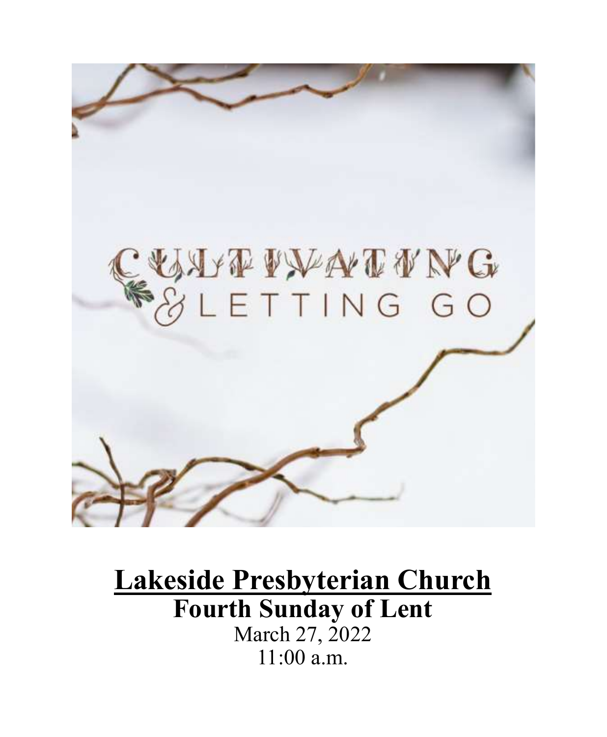CULTIVATING & LETTING GO

# Lakeside Presbyterian Church

## Fourth Sunday of Lent

March 27, 2022

11:00 a.m.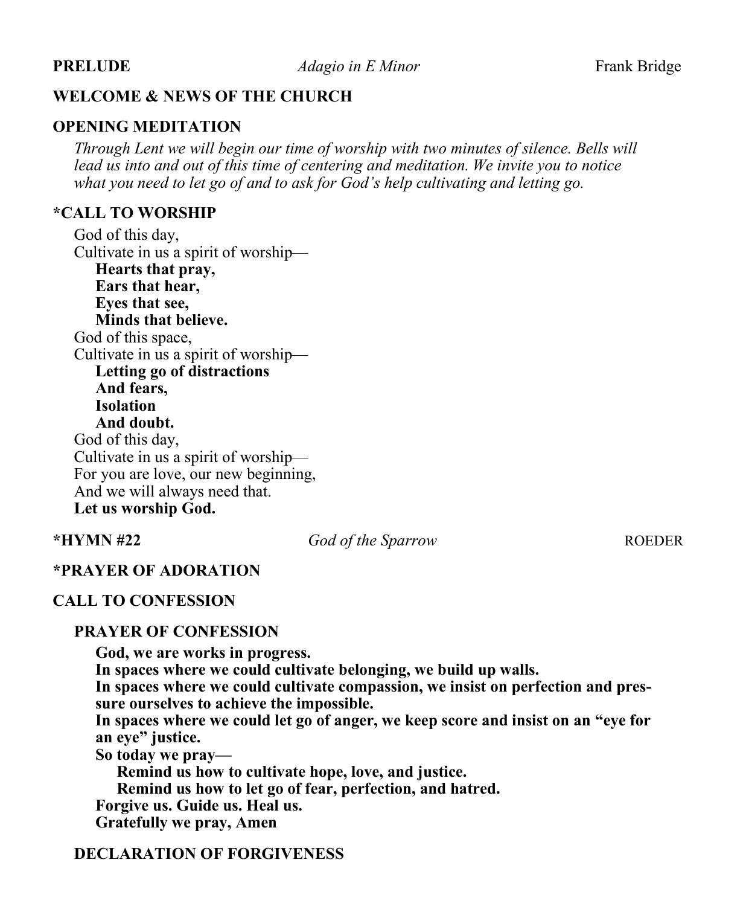**PRELUDE** *Adagio in E Minor* Frank Bridge

**WELCOME & NEWS OF THE CHURCH**

**OPENING MEDITATION**

*Through Lent we will begin our time of worship with two minutes of silence. Bells will lead us into and out of this time of centering and meditation. We invite you to notice what you need to let go of and to ask for God's help cultivating and letting go.*

**\*CALL TO WORSHIP**

God of this day,
Cultivate in us a spirit of worship—
**Hearts that pray,**
**Ears that hear,**
**Eyes that see,**
**Minds that believe.**
God of this space,
Cultivate in us a spirit of worship—
**Letting go of distractions**
**And fears,**
**Isolation**
**And doubt.**
God of this day,
Cultivate in us a spirit of worship—
For you are love, our new beginning,
And we will always need that.
**Let us worship God.**

**\*HYMN #22** *God of the Sparrow* ROEDER

**\*PRAYER OF ADORATION**

**CALL TO CONFESSION**

**PRAYER OF CONFESSION**

**God, we are works in progress.**
**In spaces where we could cultivate belonging, we build up walls.**
**In spaces where we could cultivate compassion, we insist on perfection and pressure ourselves to achieve the impossible.**
**In spaces where we could let go of anger, we keep score and insist on an "eye for an eye" justice.**
**So today we pray—**
**Remind us how to cultivate hope, love, and justice.**
**Remind us how to let go of fear, perfection, and hatred.**
**Forgive us. Guide us. Heal us.**
**Gratefully we pray, Amen**

**DECLARATION OF FORGIVENESS**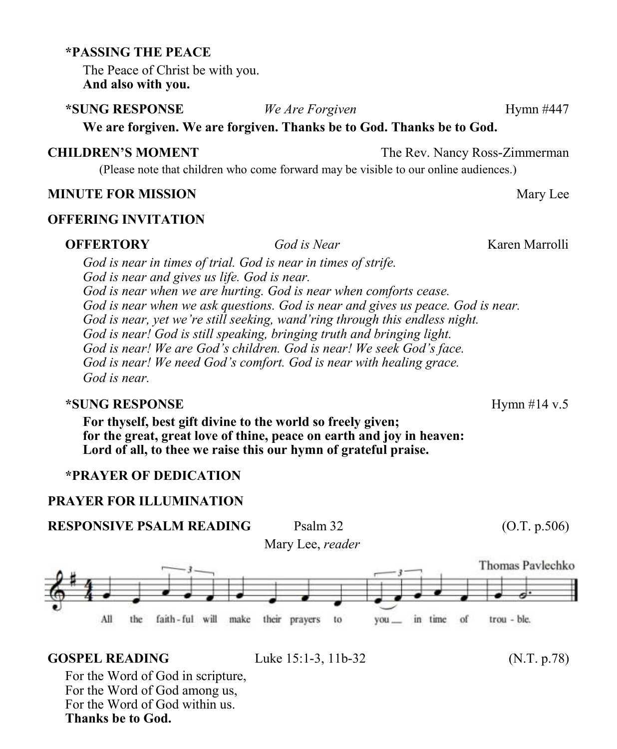**\*PASSING THE PEACE**

The Peace of Christ be with you.
**And also with you.**

**\*SUNG RESPONSE** *We Are Forgiven* Hymn #447

**We are forgiven. We are forgiven. Thanks be to God. Thanks be to God.**

**CHILDREN'S MOMENT** The Rev. Nancy Ross-Zimmerman

(Please note that children who come forward may be visible to our online audiences.)

**MINUTE FOR MISSION** Mary Lee

**OFFERING INVITATION**

**OFFERTORY** *God is Near* Karen Marrolli

*God is near in times of trial. God is near in times of strife.*
*God is near and gives us life. God is near.*
*God is near when we are hurting. God is near when comforts cease.*
*God is near when we ask questions. God is near and gives us peace. God is near.*
*God is near, yet we're still seeking, wand'ring through this endless night.*
*God is near! God is still speaking, bringing truth and bringing light.*
*God is near! We are God's children. God is near! We seek God's face.*
*God is near! We need God's comfort. God is near with healing grace.*
*God is near.*

**\*SUNG RESPONSE** Hymn #14 v.5

**For thyself, best gift divine to the world so freely given;**
**for the great, great love of thine, peace on earth and joy in heaven:**
**Lord of all, to thee we raise this our hymn of grateful praise.**

**\*PRAYER OF DEDICATION**

**PRAYER FOR ILLUMINATION**

**RESPONSIVE PSALM READING** Psalm 32 (O.T. p.506)

Mary Lee, *reader*

Thomas Pavlechko

All the faith-ful will make their prayers to you in time of trou-ble.

**GOSPEL READING** Luke 15:1-3, 11b-32 (N.T. p.78)

For the Word of God in scripture,
For the Word of God among us,
For the Word of God within us.
**Thanks be to God.**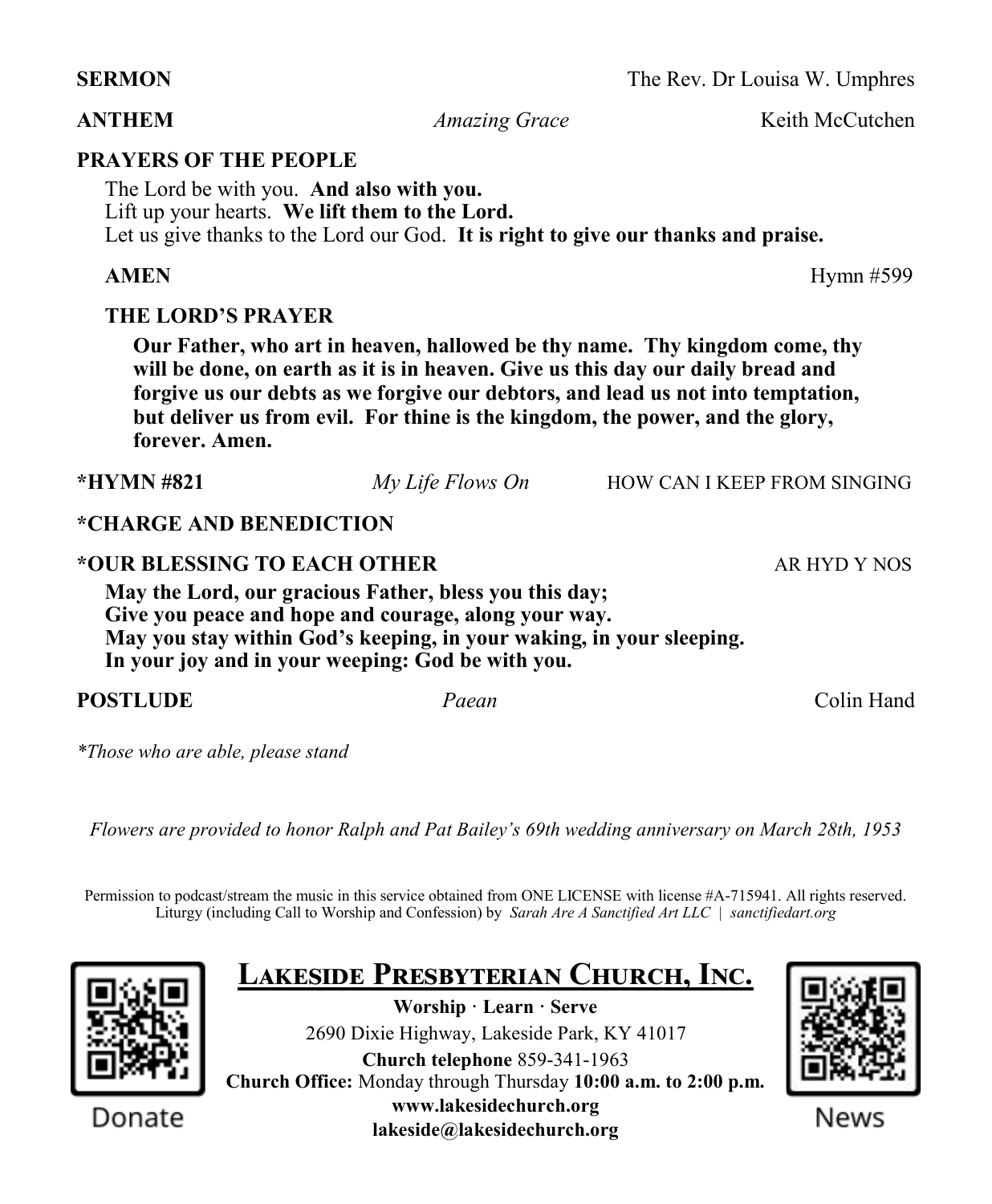**SERMON** The Rev. Dr Louisa W. Umphres

**ANTHEM** *Amazing Grace* Keith McCutchen

**PRAYERS OF THE PEOPLE**

The Lord be with you. **And also with you.**
Lift up your hearts. **We lift them to the Lord.**
Let us give thanks to the Lord our God. **It is right to give our thanks and praise.**

**AMEN** Hymn #599

**THE LORD'S PRAYER**

**Our Father, who art in heaven, hallowed be thy name. Thy kingdom come, thy will be done, on earth as it is in heaven. Give us this day our daily bread and forgive us our debts as we forgive our debtors, and lead us not into temptation, but deliver us from evil. For thine is the kingdom, the power, and the glory, forever. Amen.**

**\*HYMN #821** *My Life Flows On* HOW CAN I KEEP FROM SINGING

**\*CHARGE AND BENEDICTION**

**\*OUR BLESSING TO EACH OTHER** AR HYD Y NOS

**May the Lord, our gracious Father, bless you this day;**
**Give you peace and hope and courage, along your way.**
**May you stay within God's keeping, in your waking, in your sleeping.**
**In your joy and in your weeping: God be with you.**

**POSTLUDE** *Paean* Colin Hand

*\*Those who are able, please stand*

*Flowers are provided to honor Ralph and Pat Bailey's 69th wedding anniversary on March 28th, 1953*

Permission to podcast/stream the music in this service obtained from ONE LICENSE with license #A-715941. All rights reserved.
Liturgy (including Call to Worship and Confession) by *Sarah Are A Sanctified Art LLC | sanctifiedart.org*

Donate

## Lakeside Presbyterian Church, Inc.

**Worship · Learn · Serve**
2690 Dixie Highway, Lakeside Park, KY 41017
**Church telephone** 859-341-1963
**Church Office:** Monday through Thursday **10:00 a.m. to 2:00 p.m.**
**www.lakesidechurch.org**
**lakeside@lakesidechurch.org**

News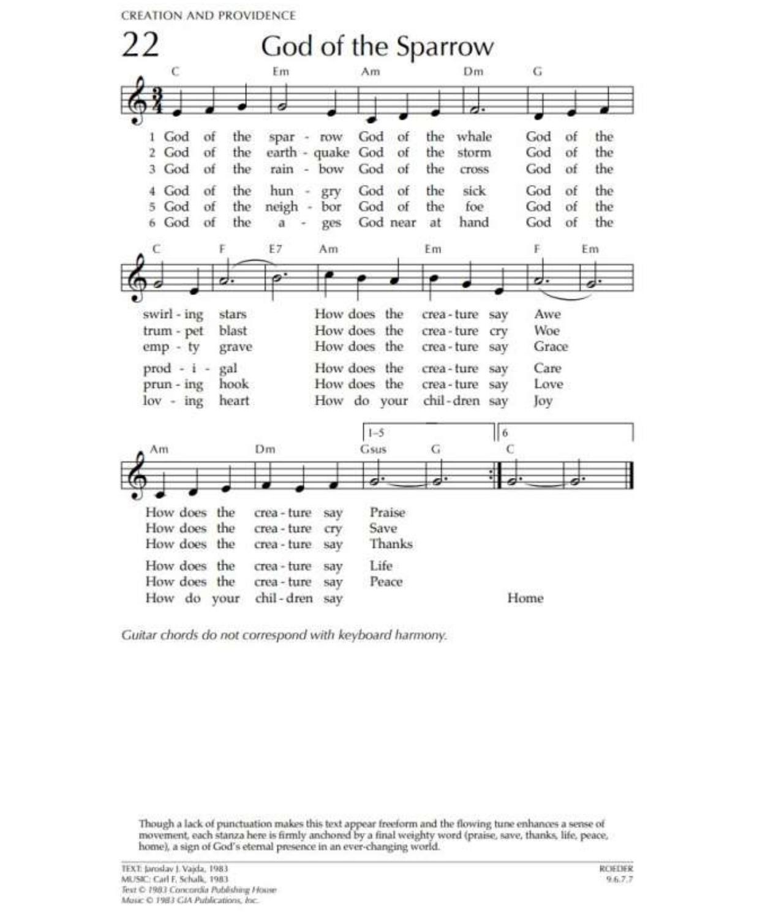CREATION AND PROVIDENCE

# 22 God of the Sparrow

C Em Am Dm G

1 God of the spar - row God of the whale God of the
2 God of the earth - quake God of the storm God of the
3 God of the rain - bow God of the cross God of the

4 God of the hun - gry God of the sick God of the
5 God of the neigh - bor God of the foe God of the
6 God of the a - ges God near at hand God of the

C F E7 Am Em F Em

swirl - ing stars How does the crea - ture say Awe
trum - pet blast How does the crea - ture cry Woe
emp - ty grave How does the crea - ture say Grace

prod - i - gal How does the crea - ture say Care
prun - ing hook How does the crea - ture say Love
lov - ing heart How do your chil - dren say Joy

Am Dm 1–5 Gsus G 6 C

How does the crea - ture say Praise
How does the crea - ture cry Save
How does the crea - ture say Thanks

How does the crea - ture say Life
How does the crea - ture say Peace
How do your chil - dren say Home

*Guitar chords do not correspond with keyboard harmony.*

Though a lack of punctuation makes this text appear freeform and the flowing tune enhances a sense of movement, each stanza here is firmly anchored by a final weighty word (praise, save, thanks, life, peace, home), a sign of God's eternal presence in an ever-changing world.

TEXT: Jaroslav J. Vajda, 1983
MUSIC: Carl F. Schalk, 1983
*Text © 1983 Concordia Publishing House*
*Music © 1983 GIA Publications, Inc.*

ROEDER
9.6.7.7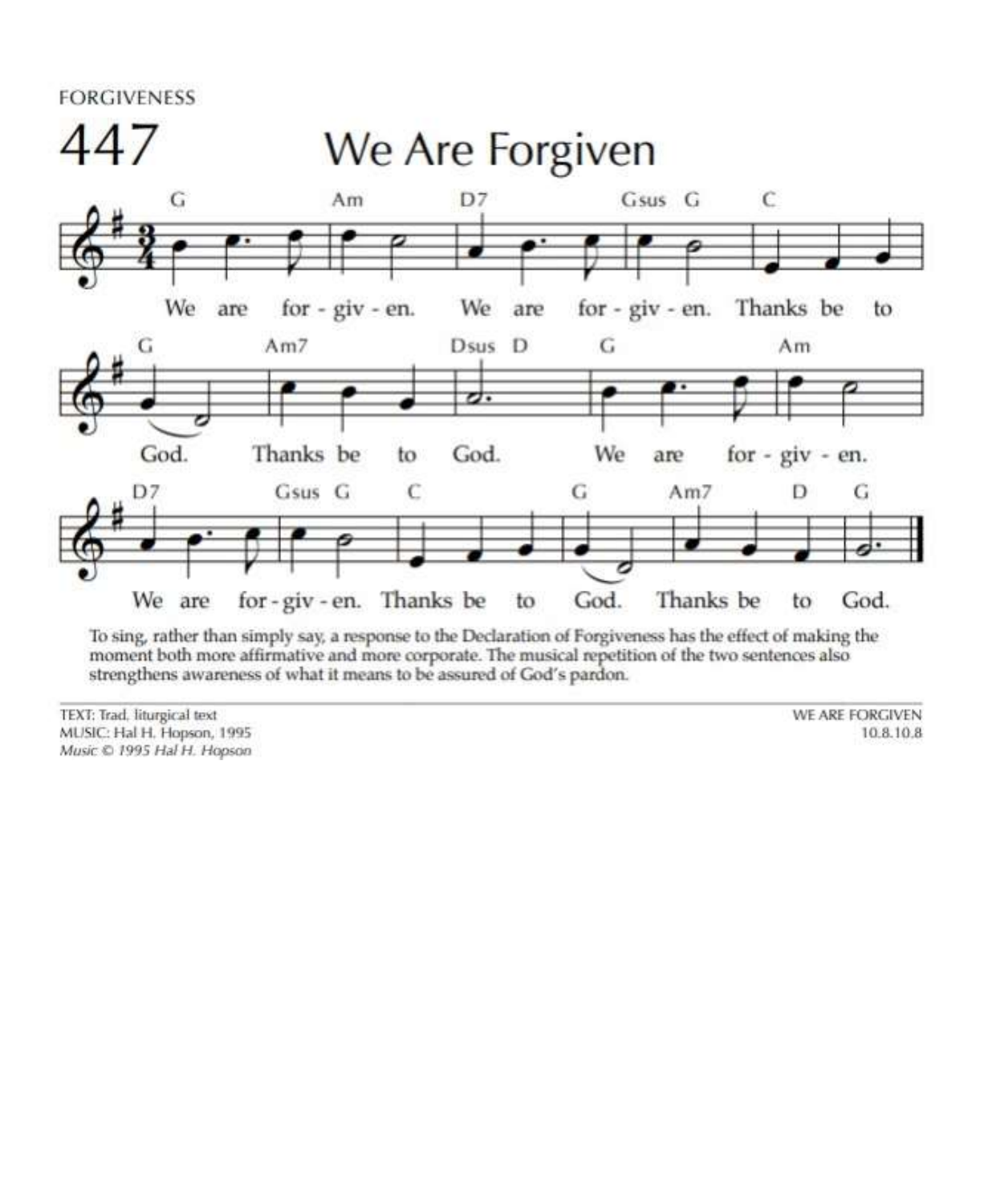FORGIVENESS

# 447 We Are Forgiven

G Am D7 Gsus G C

We are for - giv - en. We are for - giv - en. Thanks be to

G Am7 Dsus D G Am

God. Thanks be to God. We are for - giv - en.

D7 Gsus G C G Am7 D G

We are for - giv - en. Thanks be to God. Thanks be to God.

To sing, rather than simply say, a response to the Declaration of Forgiveness has the effect of making the moment both more affirmative and more corporate. The musical repetition of the two sentences also strengthens awareness of what it means to be assured of God's pardon.

TEXT: Trad. liturgical text
MUSIC: Hal H. Hopson, 1995
*Music © 1995 Hal H. Hopson*

WE ARE FORGIVEN
10.8.10.8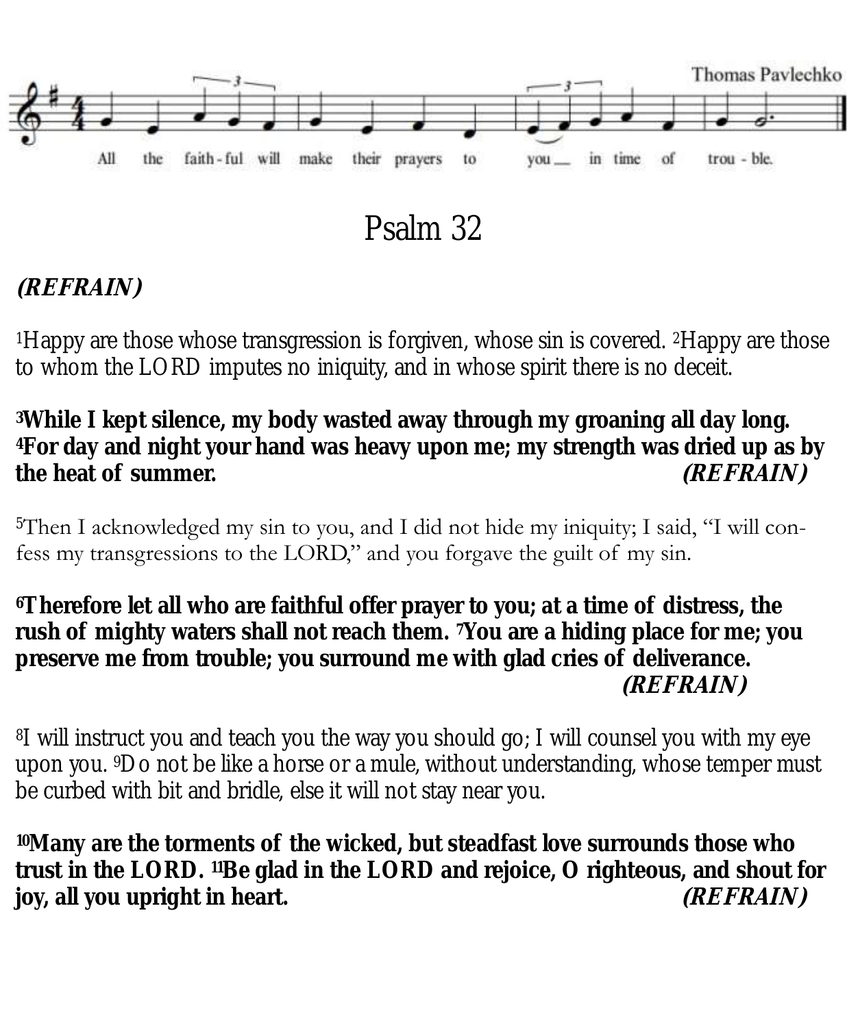Thomas Pavlechko

All the faith-ful will make their prayers to you__ in time of trou - ble.

# Psalm 32

***(REFRAIN)***

[1]Happy are those whose transgression is forgiven, whose sin is covered. [2]Happy are those to whom the LORD imputes no iniquity, and in whose spirit there is no deceit.

**[3]While I kept silence, my body wasted away through my groaning all day long. [4]For day and night your hand was heavy upon me; my strength was dried up as by the heat of summer.** ***(REFRAIN)***

[5]Then I acknowledged my sin to you, and I did not hide my iniquity; I said, "I will confess my transgressions to the LORD," and you forgave the guilt of my sin.

**[6]Therefore let all who are faithful offer prayer to you; at a time of distress, the rush of mighty waters shall not reach them. [7]You are a hiding place for me; you preserve me from trouble; you surround me with glad cries of deliverance.** ***(REFRAIN)***

[8]I will instruct you and teach you the way you should go; I will counsel you with my eye upon you. [9]Do not be like a horse or a mule, without understanding, whose temper must be curbed with bit and bridle, else it will not stay near you.

**[10]Many are the torments of the wicked, but steadfast love surrounds those who trust in the LORD. [11]Be glad in the LORD and rejoice, O righteous, and shout for joy, all you upright in heart.** ***(REFRAIN)***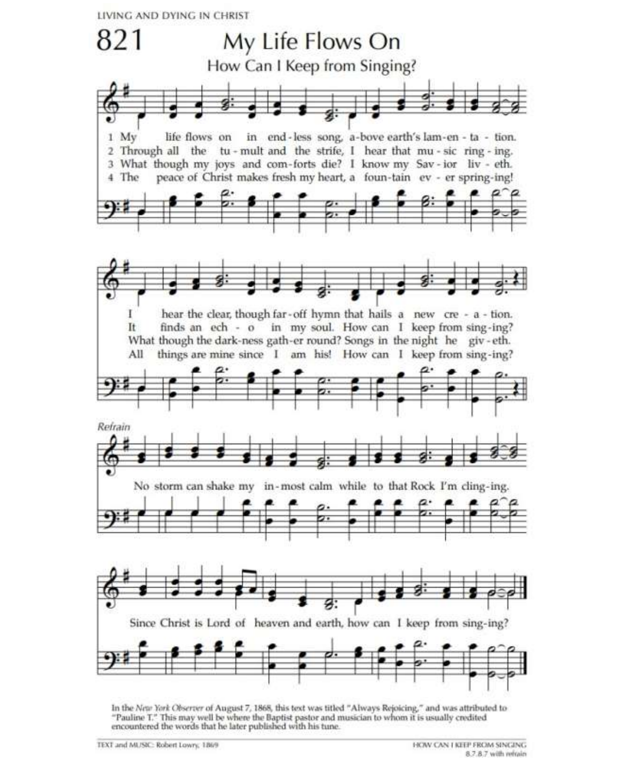LIVING AND DYING IN CHRIST

# 821 My Life Flows On

## How Can I Keep from Singing?

1 My life flows on in end-less song, a-bove earth's lam-en-ta-tion.
I hear the clear, though far-off hymn that hails a new cre-a-tion.

2 Through all the tu-mult and the strife, I hear that mu-sic ring-ing.
It finds an ech-o in my soul. How can I keep from sing-ing?

3 What though my joys and com-forts die? I know my Sav-ior liv-eth.
What though the dark-ness gath-er round? Songs in the night he giv-eth.

4 The peace of Christ makes fresh my heart, a foun-tain ev-er spring-ing!
All things are mine since I am his! How can I keep from sing-ing?

*Refrain*

No storm can shake my in-most calm while to that Rock I'm cling-ing.
Since Christ is Lord of heaven and earth, how can I keep from sing-ing?

In the *New York Observer* of August 7, 1868, this text was titled "Always Rejoicing," and was attributed to "Pauline T." This may well be where the Baptist pastor and musician to whom it is usually credited encountered the words that he later published with his tune.

TEXT and MUSIC: Robert Lowry, 1869

HOW CAN I KEEP FROM SINGING
8.7.8.7 with refrain